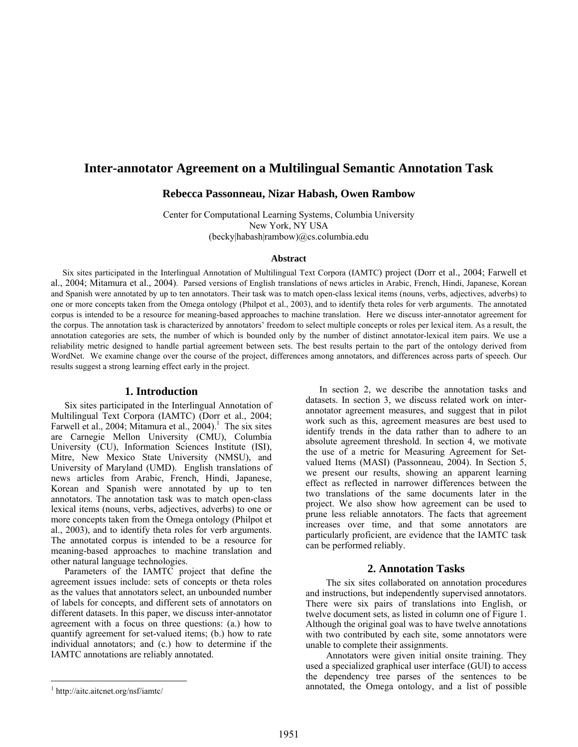# Inter-annotator Agreement on a Multilingual Semantic Annotation Task

**Rebecca Passonneau, Nizar Habash, Owen Rambow**

Center for Computational Learning Systems, Columbia University
New York, NY USA
(becky|habash|rambow)@cs.columbia.edu

### Abstract

Six sites participated in the Interlingual Annotation of Multilingual Text Corpora (IAMTC) project (Dorr et al., 2004; Farwell et al., 2004; Mitamura et al., 2004). Parsed versions of English translations of news articles in Arabic, French, Hindi, Japanese, Korean and Spanish were annotated by up to ten annotators. Their task was to match open-class lexical items (nouns, verbs, adjectives, adverbs) to one or more concepts taken from the Omega ontology (Philpot et al., 2003), and to identify theta roles for verb arguments. The annotated corpus is intended to be a resource for meaning-based approaches to machine translation. Here we discuss inter-annotator agreement for the corpus. The annotation task is characterized by annotators' freedom to select multiple concepts or roles per lexical item. As a result, the annotation categories are sets, the number of which is bounded only by the number of distinct annotator-lexical item pairs. We use a reliability metric designed to handle partial agreement between sets. The best results pertain to the part of the ontology derived from WordNet. We examine change over the course of the project, differences among annotators, and differences across parts of speech. Our results suggest a strong learning effect early in the project.

## 1. Introduction

Six sites participated in the Interlingual Annotation of Multilingual Text Corpora (IAMTC) (Dorr et al., 2004; Farwell et al., 2004; Mitamura et al., 2004).[1] The six sites are Carnegie Mellon University (CMU), Columbia University (CU), Information Sciences Institute (ISI), Mitre, New Mexico State University (NMSU), and University of Maryland (UMD). English translations of news articles from Arabic, French, Hindi, Japanese, Korean and Spanish were annotated by up to ten annotators. The annotation task was to match open-class lexical items (nouns, verbs, adjectives, adverbs) to one or more concepts taken from the Omega ontology (Philpot et al., 2003), and to identify theta roles for verb arguments. The annotated corpus is intended to be a resource for meaning-based approaches to machine translation and other natural language technologies.

Parameters of the IAMTC project that define the agreement issues include: sets of concepts or theta roles as the values that annotators select, an unbounded number of labels for concepts, and different sets of annotators on different datasets. In this paper, we discuss inter-annotator agreement with a focus on three questions: (a.) how to quantify agreement for set-valued items; (b.) how to rate individual annotators; and (c.) how to determine if the IAMTC annotations are reliably annotated.

In section 2, we describe the annotation tasks and datasets. In section 3, we discuss related work on inter-annotator agreement measures, and suggest that in pilot work such as this, agreement measures are best used to identify trends in the data rather than to adhere to an absolute agreement threshold. In section 4, we motivate the use of a metric for Measuring Agreement for Set-valued Items (MASI) (Passonneau, 2004). In Section 5, we present our results, showing an apparent learning effect as reflected in narrower differences between the two translations of the same documents later in the project. We also show how agreement can be used to prune less reliable annotators. The facts that agreement increases over time, and that some annotators are particularly proficient, are evidence that the IAMTC task can be performed reliably.

## 2. Annotation Tasks

The six sites collaborated on annotation procedures and instructions, but independently supervised annotators. There were six pairs of translations into English, or twelve document sets, as listed in column one of Figure 1. Although the original goal was to have twelve annotations with two contributed by each site, some annotators were unable to complete their assignments.

Annotators were given initial onsite training. They used a specialized graphical user interface (GUI) to access the dependency tree parses of the sentences to be annotated, the Omega ontology, and a list of possible

[1] http://aitc.aitcnet.org/nsf/iamtc/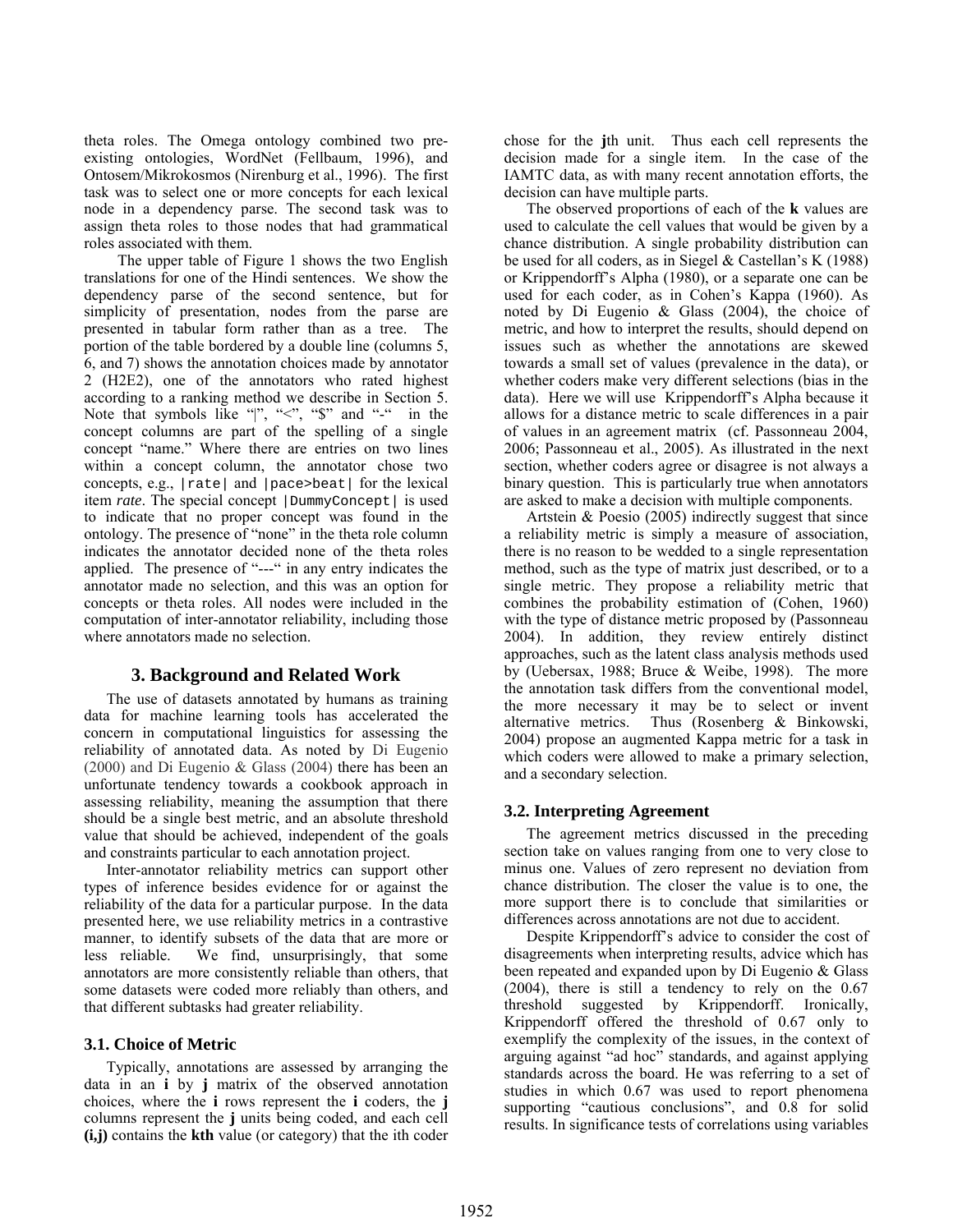theta roles. The Omega ontology combined two pre-existing ontologies, WordNet (Fellbaum, 1996), and Ontosem/Mikrokosmos (Nirenburg et al., 1996). The first task was to select one or more concepts for each lexical node in a dependency parse. The second task was to assign theta roles to those nodes that had grammatical roles associated with them.

The upper table of Figure 1 shows the two English translations for one of the Hindi sentences. We show the dependency parse of the second sentence, but for simplicity of presentation, nodes from the parse are presented in tabular form rather than as a tree. The portion of the table bordered by a double line (columns 5, 6, and 7) shows the annotation choices made by annotator 2 (H2E2), one of the annotators who rated highest according to a ranking method we describe in Section 5. Note that symbols like "|", "<", "$" and "-" in the concept columns are part of the spelling of a single concept "name." Where there are entries on two lines within a concept column, the annotator chose two concepts, e.g., `|rate|` and `|pace>beat|` for the lexical item *rate*. The special concept `|DummyConcept|` is used to indicate that no proper concept was found in the ontology. The presence of "none" in the theta role column indicates the annotator decided none of the theta roles applied. The presence of "---" in any entry indicates the annotator made no selection, and this was an option for concepts or theta roles. All nodes were included in the computation of inter-annotator reliability, including those where annotators made no selection.

## 3. Background and Related Work

The use of datasets annotated by humans as training data for machine learning tools has accelerated the concern in computational linguistics for assessing the reliability of annotated data. As noted by Di Eugenio (2000) and Di Eugenio & Glass (2004) there has been an unfortunate tendency towards a cookbook approach in assessing reliability, meaning the assumption that there should be a single best metric, and an absolute threshold value that should be achieved, independent of the goals and constraints particular to each annotation project.

Inter-annotator reliability metrics can support other types of inference besides evidence for or against the reliability of the data for a particular purpose. In the data presented here, we use reliability metrics in a contrastive manner, to identify subsets of the data that are more or less reliable. We find, unsurprisingly, that some annotators are more consistently reliable than others, that some datasets were coded more reliably than others, and that different subtasks had greater reliability.

### 3.1. Choice of Metric

Typically, annotations are assessed by arranging the data in an **i** by **j** matrix of the observed annotation choices, where the **i** rows represent the **i** coders, the **j** columns represent the **j** units being coded, and each cell **(i,j)** contains the **kth** value (or category) that the ith coder chose for the **j**th unit. Thus each cell represents the decision made for a single item. In the case of the IAMTC data, as with many recent annotation efforts, the decision can have multiple parts.

The observed proportions of each of the **k** values are used to calculate the cell values that would be given by a chance distribution. A single probability distribution can be used for all coders, as in Siegel & Castellan's K (1988) or Krippendorff's Alpha (1980), or a separate one can be used for each coder, as in Cohen's Kappa (1960). As noted by Di Eugenio & Glass (2004), the choice of metric, and how to interpret the results, should depend on issues such as whether the annotations are skewed towards a small set of values (prevalence in the data), or whether coders make very different selections (bias in the data). Here we will use Krippendorff's Alpha because it allows for a distance metric to scale differences in a pair of values in an agreement matrix (cf. Passonneau 2004, 2006; Passonneau et al., 2005). As illustrated in the next section, whether coders agree or disagree is not always a binary question. This is particularly true when annotators are asked to make a decision with multiple components.

Artstein & Poesio (2005) indirectly suggest that since a reliability metric is simply a measure of association, there is no reason to be wedded to a single representation method, such as the type of matrix just described, or to a single metric. They propose a reliability metric that combines the probability estimation of (Cohen, 1960) with the type of distance metric proposed by (Passonneau 2004). In addition, they review entirely distinct approaches, such as the latent class analysis methods used by (Uebersax, 1988; Bruce & Weibe, 1998). The more the annotation task differs from the conventional model, the more necessary it may be to select or invent alternative metrics. Thus (Rosenberg & Binkowski, 2004) propose an augmented Kappa metric for a task in which coders were allowed to make a primary selection, and a secondary selection.

### 3.2. Interpreting Agreement

The agreement metrics discussed in the preceding section take on values ranging from one to very close to minus one. Values of zero represent no deviation from chance distribution. The closer the value is to one, the more support there is to conclude that similarities or differences across annotations are not due to accident.

Despite Krippendorff's advice to consider the cost of disagreements when interpreting results, advice which has been repeated and expanded upon by Di Eugenio & Glass (2004), there is still a tendency to rely on the 0.67 threshold suggested by Krippendorff. Ironically, Krippendorff offered the threshold of 0.67 only to exemplify the complexity of the issues, in the context of arguing against "ad hoc" standards, and against applying standards across the board. He was referring to a set of studies in which 0.67 was used to report phenomena supporting "cautious conclusions", and 0.8 for solid results. In significance tests of correlations using variables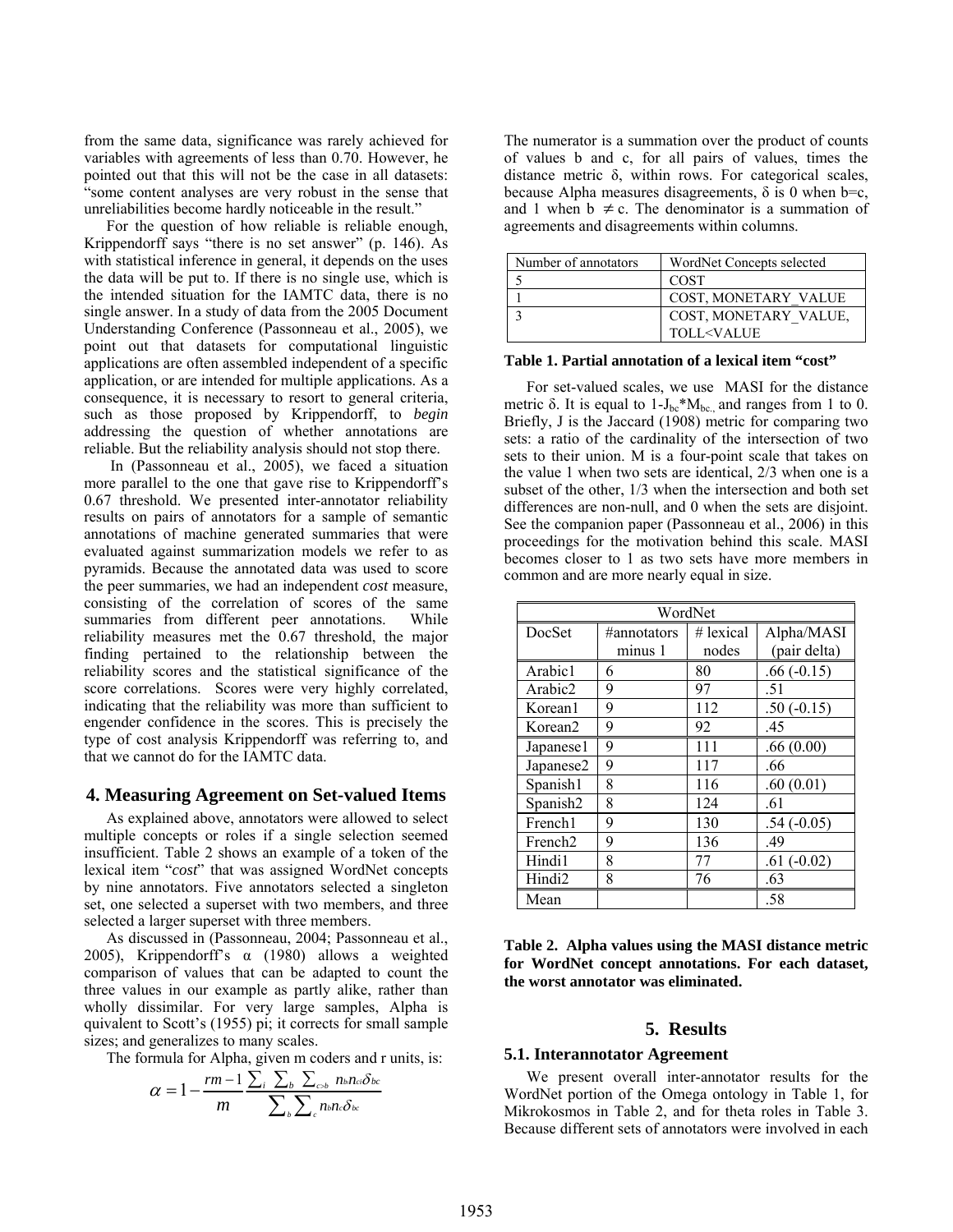from the same data, significance was rarely achieved for variables with agreements of less than 0.70. However, he pointed out that this will not be the case in all datasets: "some content analyses are very robust in the sense that unreliabilities become hardly noticeable in the result."

For the question of how reliable is reliable enough, Krippendorff says "there is no set answer" (p. 146). As with statistical inference in general, it depends on the uses the data will be put to. If there is no single use, which is the intended situation for the IAMTC data, there is no single answer. In a study of data from the 2005 Document Understanding Conference (Passonneau et al., 2005), we point out that datasets for computational linguistic applications are often assembled independent of a specific application, or are intended for multiple applications. As a consequence, it is necessary to resort to general criteria, such as those proposed by Krippendorff, to *begin* addressing the question of whether annotations are reliable. But the reliability analysis should not stop there.

In (Passonneau et al., 2005), we faced a situation more parallel to the one that gave rise to Krippendorff's 0.67 threshold. We presented inter-annotator reliability results on pairs of annotators for a sample of semantic annotations of machine generated summaries that were evaluated against summarization models we refer to as pyramids. Because the annotated data was used to score the peer summaries, we had an independent *cost* measure, consisting of the correlation of scores of the same summaries from different peer annotations. While reliability measures met the 0.67 threshold, the major finding pertained to the relationship between the reliability scores and the statistical significance of the score correlations. Scores were very highly correlated, indicating that the reliability was more than sufficient to engender confidence in the scores. This is precisely the type of cost analysis Krippendorff was referring to, and that we cannot do for the IAMTC data.

## 4. Measuring Agreement on Set-valued Items

As explained above, annotators were allowed to select multiple concepts or roles if a single selection seemed insufficient. Table 2 shows an example of a token of the lexical item "*cost*" that was assigned WordNet concepts by nine annotators. Five annotators selected a singleton set, one selected a superset with two members, and three selected a larger superset with three members.

As discussed in (Passonneau, 2004; Passonneau et al., 2005), Krippendorff's α (1980) allows a weighted comparison of values that can be adapted to count the three values in our example as partly alike, rather than wholly dissimilar. For very large samples, Alpha is quivalent to Scott's (1955) pi; it corrects for small sample sizes; and generalizes to many scales.

The formula for Alpha, given m coders and r units, is:

$$\alpha = 1 - \frac{rm-1}{m} \frac{\sum_i \sum_b \sum_{c>b} n_{bi} n_{ci} \delta_{bc}}{\sum_b \sum_c n_b n_c \delta_{bc}}$$

The numerator is a summation over the product of counts of values b and c, for all pairs of values, times the distance metric δ, within rows. For categorical scales, because Alpha measures disagreements, δ is 0 when b=c, and 1 when b ≠ c. The denominator is a summation of agreements and disagreements within columns.

| Number of annotators | WordNet Concepts selected |
|---|---|
| 5 | COST |
| 1 | COST, MONETARY_VALUE |
| 3 | COST, MONETARY_VALUE, TOLL<VALUE |

**Table 1. Partial annotation of a lexical item "cost"**

For set-valued scales, we use MASI for the distance metric δ. It is equal to $1\text{-}J_{bc}*M_{bc}$, and ranges from 1 to 0. Briefly, J is the Jaccard (1908) metric for comparing two sets: a ratio of the cardinality of the intersection of two sets to their union. M is a four-point scale that takes on the value 1 when two sets are identical, 2/3 when one is a subset of the other, 1/3 when the intersection and both set differences are non-null, and 0 when the sets are disjoint. See the companion paper (Passonneau et al., 2006) in this proceedings for the motivation behind this scale. MASI becomes closer to 1 as two sets have more members in common and are more nearly equal in size.

| WordNet | | | |
|---|---|---|---|
| DocSet | #annotators minus 1 | # lexical nodes | Alpha/MASI (pair delta) |
| Arabic1 | 6 | 80 | .66 (-0.15) |
| Arabic2 | 9 | 97 | .51 |
| Korean1 | 9 | 112 | .50 (-0.15) |
| Korean2 | 9 | 92 | .45 |
| Japanese1 | 9 | 111 | .66 (0.00) |
| Japanese2 | 9 | 117 | .66 |
| Spanish1 | 8 | 116 | .60 (0.01) |
| Spanish2 | 8 | 124 | .61 |
| French1 | 9 | 130 | .54 (-0.05) |
| French2 | 9 | 136 | .49 |
| Hindi1 | 8 | 77 | .61 (-0.02) |
| Hindi2 | 8 | 76 | .63 |
| Mean | | | .58 |

**Table 2. Alpha values using the MASI distance metric for WordNet concept annotations. For each dataset, the worst annotator was eliminated.**

## 5. Results

### 5.1. Interannotator Agreement

We present overall inter-annotator results for the WordNet portion of the Omega ontology in Table 1, for Mikrokosmos in Table 2, and for theta roles in Table 3. Because different sets of annotators were involved in each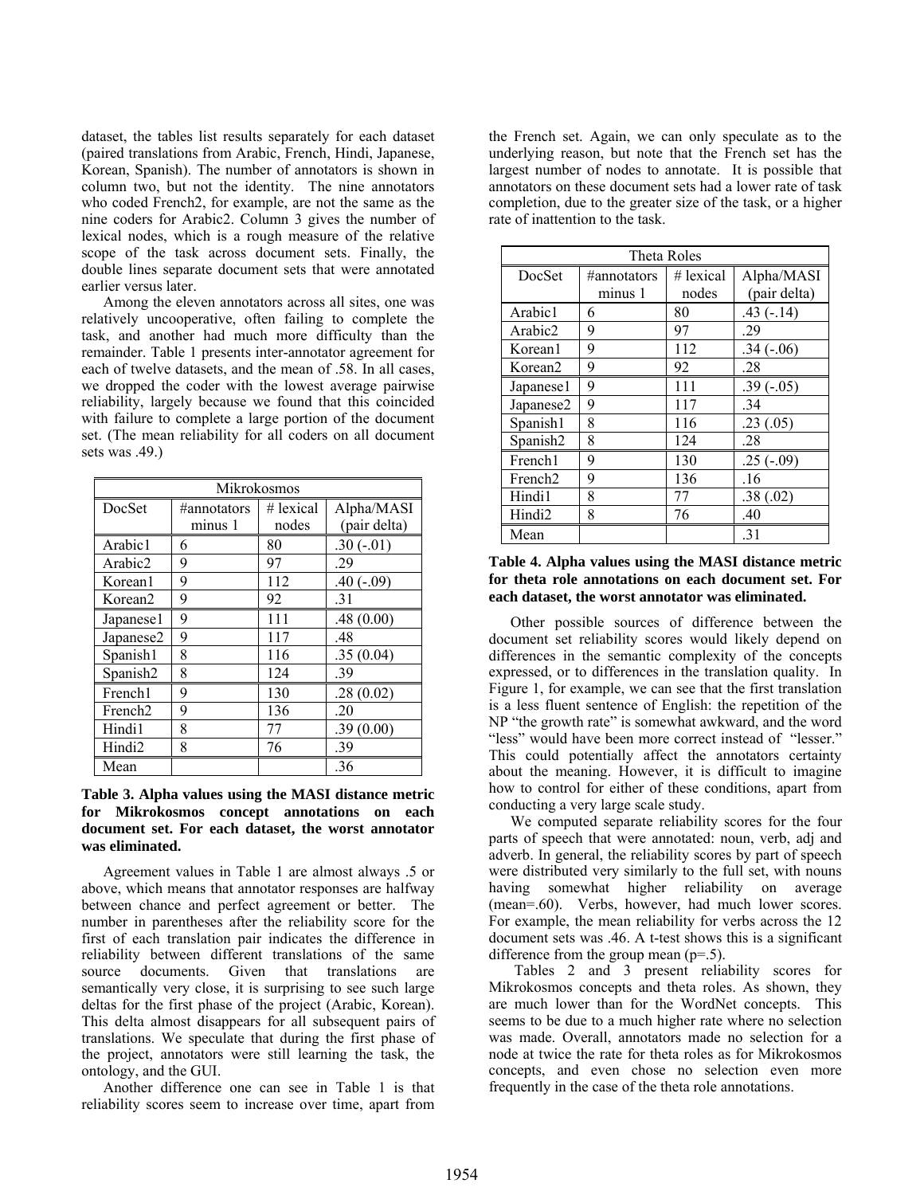dataset, the tables list results separately for each dataset (paired translations from Arabic, French, Hindi, Japanese, Korean, Spanish). The number of annotators is shown in column two, but not the identity. The nine annotators who coded French2, for example, are not the same as the nine coders for Arabic2. Column 3 gives the number of lexical nodes, which is a rough measure of the relative scope of the task across document sets. Finally, the double lines separate document sets that were annotated earlier versus later.

Among the eleven annotators across all sites, one was relatively uncooperative, often failing to complete the task, and another had much more difficulty than the remainder. Table 1 presents inter-annotator agreement for each of twelve datasets, and the mean of .58. In all cases, we dropped the coder with the lowest average pairwise reliability, largely because we found that this coincided with failure to complete a large portion of the document set. (The mean reliability for all coders on all document sets was .49.)

| Mikrokosmos | | | |
|---|---|---|---|
| DocSet | #annotators minus 1 | # lexical nodes | Alpha/MASI (pair delta) |
| Arabic1 | 6 | 80 | .30 (-.01) |
| Arabic2 | 9 | 97 | .29 |
| Korean1 | 9 | 112 | .40 (-.09) |
| Korean2 | 9 | 92 | .31 |
| Japanese1 | 9 | 111 | .48 (0.00) |
| Japanese2 | 9 | 117 | .48 |
| Spanish1 | 8 | 116 | .35 (0.04) |
| Spanish2 | 8 | 124 | .39 |
| French1 | 9 | 130 | .28 (0.02) |
| French2 | 9 | 136 | .20 |
| Hindi1 | 8 | 77 | .39 (0.00) |
| Hindi2 | 8 | 76 | .39 |
| Mean | | | .36 |

**Table 3. Alpha values using the MASI distance metric for Mikrokosmos concept annotations on each document set. For each dataset, the worst annotator was eliminated.**

Agreement values in Table 1 are almost always .5 or above, which means that annotator responses are halfway between chance and perfect agreement or better. The number in parentheses after the reliability score for the first of each translation pair indicates the difference in reliability between different translations of the same source documents. Given that translations are semantically very close, it is surprising to see such large deltas for the first phase of the project (Arabic, Korean). This delta almost disappears for all subsequent pairs of translations. We speculate that during the first phase of the project, annotators were still learning the task, the ontology, and the GUI.

Another difference one can see in Table 1 is that reliability scores seem to increase over time, apart from the French set. Again, we can only speculate as to the underlying reason, but note that the French set has the largest number of nodes to annotate. It is possible that annotators on these document sets had a lower rate of task completion, due to the greater size of the task, or a higher rate of inattention to the task.

| Theta Roles | | | |
|---|---|---|---|
| DocSet | #annotators minus 1 | # lexical nodes | Alpha/MASI (pair delta) |
| Arabic1 | 6 | 80 | .43 (-.14) |
| Arabic2 | 9 | 97 | .29 |
| Korean1 | 9 | 112 | .34 (-.06) |
| Korean2 | 9 | 92 | .28 |
| Japanese1 | 9 | 111 | .39 (-.05) |
| Japanese2 | 9 | 117 | .34 |
| Spanish1 | 8 | 116 | .23 (.05) |
| Spanish2 | 8 | 124 | .28 |
| French1 | 9 | 130 | .25 (-.09) |
| French2 | 9 | 136 | .16 |
| Hindi1 | 8 | 77 | .38 (.02) |
| Hindi2 | 8 | 76 | .40 |
| Mean | | | .31 |

**Table 4. Alpha values using the MASI distance metric for theta role annotations on each document set. For each dataset, the worst annotator was eliminated.**

Other possible sources of difference between the document set reliability scores would likely depend on differences in the semantic complexity of the concepts expressed, or to differences in the translation quality. In Figure 1, for example, we can see that the first translation is a less fluent sentence of English: the repetition of the NP "the growth rate" is somewhat awkward, and the word "less" would have been more correct instead of "lesser." This could potentially affect the annotators certainty about the meaning. However, it is difficult to imagine how to control for either of these conditions, apart from conducting a very large scale study.

We computed separate reliability scores for the four parts of speech that were annotated: noun, verb, adj and adverb. In general, the reliability scores by part of speech were distributed very similarly to the full set, with nouns having somewhat higher reliability on average (mean=.60). Verbs, however, had much lower scores. For example, the mean reliability for verbs across the 12 document sets was .46. A t-test shows this is a significant difference from the group mean (p=.5).

Tables 2 and 3 present reliability scores for Mikrokosmos concepts and theta roles. As shown, they are much lower than for the WordNet concepts. This seems to be due to a much higher rate where no selection was made. Overall, annotators made no selection for a node at twice the rate for theta roles as for Mikrokosmos concepts, and even chose no selection even more frequently in the case of the theta role annotations.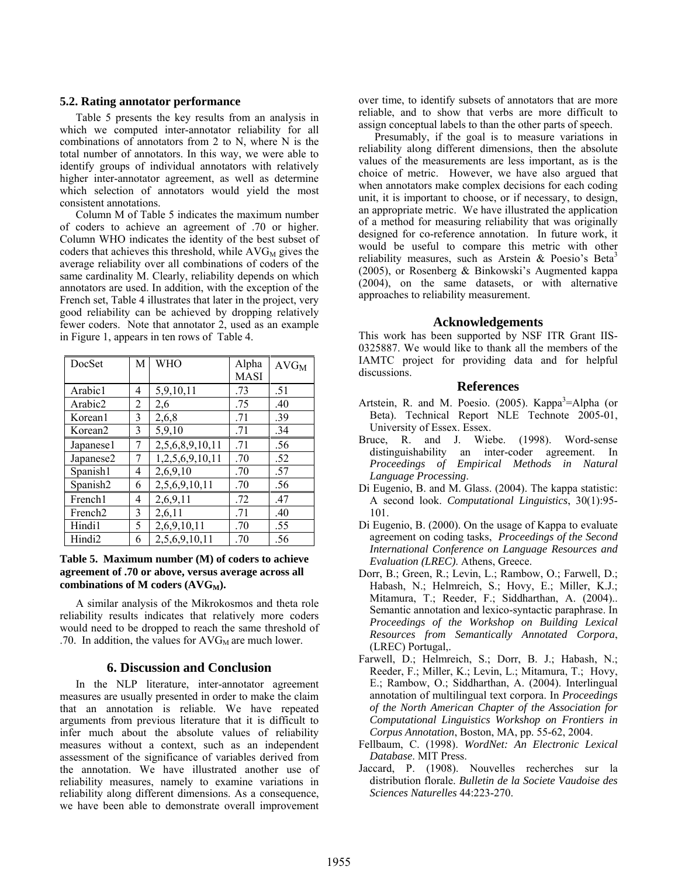### 5.2. Rating annotator performance

Table 5 presents the key results from an analysis in which we computed inter-annotator reliability for all combinations of annotators from 2 to N, where N is the total number of annotators. In this way, we were able to identify groups of individual annotators with relatively higher inter-annotator agreement, as well as determine which selection of annotators would yield the most consistent annotations.

Column M of Table 5 indicates the maximum number of coders to achieve an agreement of .70 or higher. Column WHO indicates the identity of the best subset of coders that achieves this threshold, while $AVG_M$ gives the average reliability over all combinations of coders of the same cardinality M. Clearly, reliability depends on which annotators are used. In addition, with the exception of the French set, Table 4 illustrates that later in the project, very good reliability can be achieved by dropping relatively fewer coders. Note that annotator 2, used as an example in Figure 1, appears in ten rows of Table 4.

| DocSet | M | WHO | Alpha MASI | $AVG_M$ |
|---|---|---|---|---|
| Arabic1 | 4 | 5,9,10,11 | .73 | .51 |
| Arabic2 | 2 | 2,6 | .75 | .40 |
| Korean1 | 3 | 2,6,8 | .71 | .39 |
| Korean2 | 3 | 5,9,10 | .71 | .34 |
| Japanese1 | 7 | 2,5,6,8,9,10,11 | .71 | .56 |
| Japanese2 | 7 | 1,2,5,6,9,10,11 | .70 | .52 |
| Spanish1 | 4 | 2,6,9,10 | .70 | .57 |
| Spanish2 | 6 | 2,5,6,9,10,11 | .70 | .56 |
| French1 | 4 | 2,6,9,11 | .72 | .47 |
| French2 | 3 | 2,6,11 | .71 | .40 |
| Hindi1 | 5 | 2,6,9,10,11 | .70 | .55 |
| Hindi2 | 6 | 2,5,6,9,10,11 | .70 | .56 |

**Table 5. Maximum number (M) of coders to achieve agreement of .70 or above, versus average across all combinations of M coders ($AVG_M$).**

A similar analysis of the Mikrokosmos and theta role reliability results indicates that relatively more coders would need to be dropped to reach the same threshold of .70. In addition, the values for $AVG_M$ are much lower.

## 6. Discussion and Conclusion

In the NLP literature, inter-annotator agreement measures are usually presented in order to make the claim that an annotation is reliable. We have repeated arguments from previous literature that it is difficult to infer much about the absolute values of reliability measures without a context, such as an independent assessment of the significance of variables derived from the annotation. We have illustrated another use of reliability measures, namely to examine variations in reliability along different dimensions. As a consequence, we have been able to demonstrate overall improvement over time, to identify subsets of annotators that are more reliable, and to show that verbs are more difficult to assign conceptual labels to than the other parts of speech.

Presumably, if the goal is to measure variations in reliability along different dimensions, then the absolute values of the measurements are less important, as is the choice of metric. However, we have also argued that when annotators make complex decisions for each coding unit, it is important to choose, or if necessary, to design, an appropriate metric. We have illustrated the application of a method for measuring reliability that was originally designed for co-reference annotation. In future work, it would be useful to compare this metric with other reliability measures, such as Arstein & Poesio's Beta[3] (2005), or Rosenberg & Binkowski's Augmented kappa (2004), on the same datasets, or with alternative approaches to reliability measurement.

## Acknowledgements

This work has been supported by NSF ITR Grant IIS-0325887. We would like to thank all the members of the IAMTC project for providing data and for helpful discussions.

## References

Artstein, R. and M. Poesio. (2005). Kappa[3]=Alpha (or Beta). Technical Report NLE Technote 2005-01, University of Essex. Essex.

Bruce, R. and J. Wiebe. (1998). Word-sense distinguishability an inter-coder agreement. In *Proceedings of Empirical Methods in Natural Language Processing*.

Di Eugenio, B. and M. Glass. (2004). The kappa statistic: A second look. *Computational Linguistics*, 30(1):95-101.

Di Eugenio, B. (2000). On the usage of Kappa to evaluate agreement on coding tasks, *Proceedings of the Second International Conference on Language Resources and Evaluation (LREC)*. Athens, Greece.

Dorr, B.; Green, R.; Levin, L.; Rambow, O.; Farwell, D.; Habash, N.; Helmreich, S.; Hovy, E.; Miller, K.J.; Mitamura, T.; Reeder, F.; Siddharthan, A. (2004).. Semantic annotation and lexico-syntactic paraphrase. In *Proceedings of the Workshop on Building Lexical Resources from Semantically Annotated Corpora*, (LREC) Portugal,.

Farwell, D.; Helmreich, S.; Dorr, B. J.; Habash, N.; Reeder, F.; Miller, K.; Levin, L.; Mitamura, T.; Hovy, E.; Rambow, O.; Siddharthan, A. (2004). Interlingual annotation of multilingual text corpora. In *Proceedings of the North American Chapter of the Association for Computational Linguistics Workshop on Frontiers in Corpus Annotation*, Boston, MA, pp. 55-62, 2004.

Fellbaum, C. (1998). *WordNet: An Electronic Lexical Database*. MIT Press.

Jaccard, P. (1908). Nouvelles recherches sur la distribution florale. *Bulletin de la Societe Vaudoise des Sciences Naturelles* 44:223-270.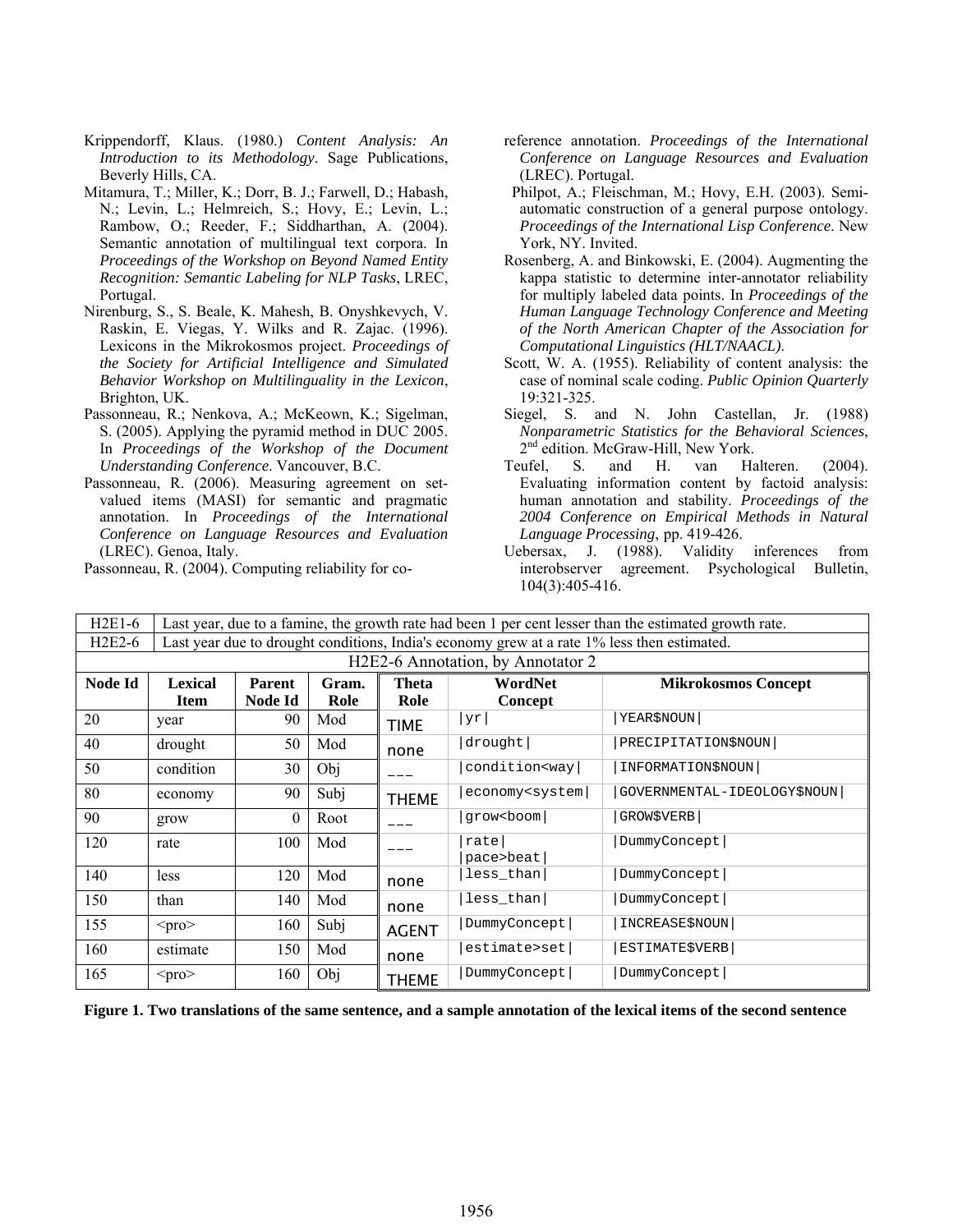Krippendorff, Klaus. (1980.) *Content Analysis: An Introduction to its Methodology*. Sage Publications, Beverly Hills, CA.

Mitamura, T.; Miller, K.; Dorr, B. J.; Farwell, D.; Habash, N.; Levin, L.; Helmreich, S.; Hovy, E.; Levin, L.; Rambow, O.; Reeder, F.; Siddharthan, A. (2004). Semantic annotation of multilingual text corpora. In *Proceedings of the Workshop on Beyond Named Entity Recognition: Semantic Labeling for NLP Tasks*, LREC, Portugal.

Nirenburg, S., S. Beale, K. Mahesh, B. Onyshkevych, V. Raskin, E. Viegas, Y. Wilks and R. Zajac. (1996). Lexicons in the Mikrokosmos project. *Proceedings of the Society for Artificial Intelligence and Simulated Behavior Workshop on Multilinguality in the Lexicon*, Brighton, UK.

Passonneau, R.; Nenkova, A.; McKeown, K.; Sigelman, S. (2005). Applying the pyramid method in DUC 2005. In *Proceedings of the Workshop of the Document Understanding Conference*. Vancouver, B.C.

Passonneau, R. (2006). Measuring agreement on set-valued items (MASI) for semantic and pragmatic annotation. In *Proceedings of the International Conference on Language Resources and Evaluation* (LREC). Genoa, Italy.

Passonneau, R. (2004). Computing reliability for co-reference annotation. *Proceedings of the International Conference on Language Resources and Evaluation* (LREC). Portugal.

Philpot, A.; Fleischman, M.; Hovy, E.H. (2003). Semi-automatic construction of a general purpose ontology. *Proceedings of the International Lisp Conference*. New York, NY. Invited.

Rosenberg, A. and Binkowski, E. (2004). Augmenting the kappa statistic to determine inter-annotator reliability for multiply labeled data points. In *Proceedings of the Human Language Technology Conference and Meeting of the North American Chapter of the Association for Computational Linguistics (HLT/NAACL)*.

Scott, W. A. (1955). Reliability of content analysis: the case of nominal scale coding. *Public Opinion Quarterly* 19:321-325.

Siegel, S. and N. John Castellan, Jr. (1988) *Nonparametric Statistics for the Behavioral Sciences*, 2nd edition. McGraw-Hill, New York.

Teufel, S. and H. van Halteren. (2004). Evaluating information content by factoid analysis: human annotation and stability. *Proceedings of the 2004 Conference on Empirical Methods in Natural Language Processing*, pp. 419-426.

Uebersax, J. (1988). Validity inferences from interobserver agreement. Psychological Bulletin, 104(3):405-416.

| | |
|---|---|
| H2E1-6 | Last year, due to a famine, the growth rate had been 1 per cent lesser than the estimated growth rate. |
| H2E2-6 | Last year due to drought conditions, India's economy grew at a rate 1% less then estimated. |

H2E2-6 Annotation, by Annotator 2

| Node Id | Lexical Item | Parent Node Id | Gram. Role | Theta Role | WordNet Concept | Mikrokosmos Concept |
|---|---|---|---|---|---|---|
| 20 | year | 90 | Mod | TIME | \|yr\| | \|YEAR$NOUN\| |
| 40 | drought | 50 | Mod | none | \|drought\| | \|PRECIPITATION$NOUN\| |
| 50 | condition | 30 | Obj | --- | \|condition<way\| | \|INFORMATION$NOUN\| |
| 80 | economy | 90 | Subj | THEME | \|economy<system\| | \|GOVERNMENTAL-IDEOLOGY$NOUN\| |
| 90 | grow | 0 | Root | --- | \|grow<boom\| | \|GROW$VERB\| |
| 120 | rate | 100 | Mod | --- | \|rate\| \|pace>beat\| | \|DummyConcept\| |
| 140 | less | 120 | Mod | none | \|less_than\| | \|DummyConcept\| |
| 150 | than | 140 | Mod | none | \|less_than\| | \|DummyConcept\| |
| 155 | <pro> | 160 | Subj | AGENT | \|DummyConcept\| | \|INCREASE$NOUN\| |
| 160 | estimate | 150 | Mod | none | \|estimate>set\| | \|ESTIMATE$VERB\| |
| 165 | <pro> | 160 | Obj | THEME | \|DummyConcept\| | \|DummyConcept\| |

**Figure 1. Two translations of the same sentence, and a sample annotation of the lexical items of the second sentence**